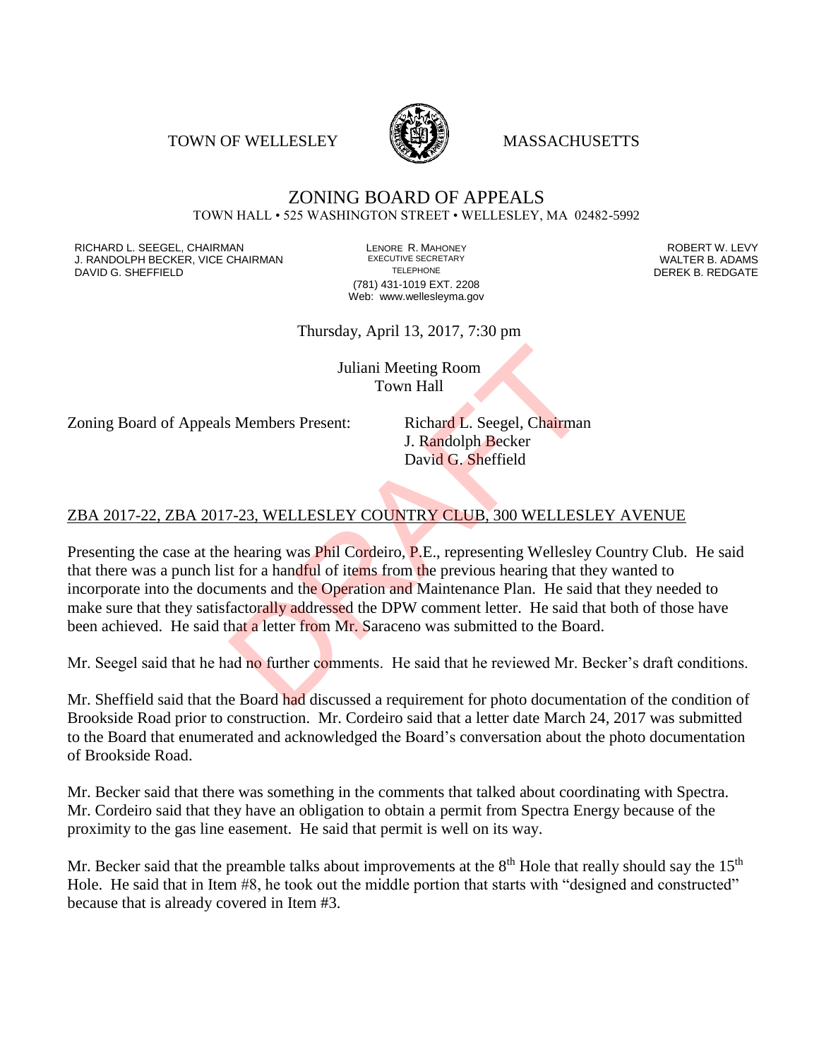TOWN OF WELLESLEY MASSACHUSETTS

# ZONING BOARD OF APPEALS

TOWN HALL • 525 WASHINGTON STREET • WELLESLEY, MA 02482-5992

RICHARD L. SEEGEL, CHAIRMAN
J. RANDOLPH BECKER, VICE CHAIRMAN
DAVID G. SHEFFIELD

LENORE R. MAHONEY
EXECUTIVE SECRETARY
TELEPHONE
(781) 431-1019 EXT. 2208
Web: www.wellesleyma.gov

ROBERT W. LEVY
WALTER B. ADAMS
DEREK B. REDGATE

Thursday, April 13, 2017, 7:30 pm

Juliani Meeting Room
Town Hall

Zoning Board of Appeals Members Present: Richard L. Seegel, Chairman
J. Randolph Becker
David G. Sheffield

ZBA 2017-22, ZBA 2017-23, WELLESLEY COUNTRY CLUB, 300 WELLESLEY AVENUE

Presenting the case at the hearing was Phil Cordeiro, P.E., representing Wellesley Country Club. He said that there was a punch list for a handful of items from the previous hearing that they wanted to incorporate into the documents and the Operation and Maintenance Plan. He said that they needed to make sure that they satisfactorily addressed the DPW comment letter. He said that both of those have been achieved. He said that a letter from Mr. Saraceno was submitted to the Board.

Mr. Seegel said that he had no further comments. He said that he reviewed Mr. Becker's draft conditions.

Mr. Sheffield said that the Board had discussed a requirement for photo documentation of the condition of Brookside Road prior to construction. Mr. Cordeiro said that a letter date March 24, 2017 was submitted to the Board that enumerated and acknowledged the Board's conversation about the photo documentation of Brookside Road.

Mr. Becker said that there was something in the comments that talked about coordinating with Spectra. Mr. Cordeiro said that they have an obligation to obtain a permit from Spectra Energy because of the proximity to the gas line easement. He said that permit is well on its way.

Mr. Becker said that the preamble talks about improvements at the 8th Hole that really should say the 15th Hole. He said that in Item #8, he took out the middle portion that starts with "designed and constructed" because that is already covered in Item #3.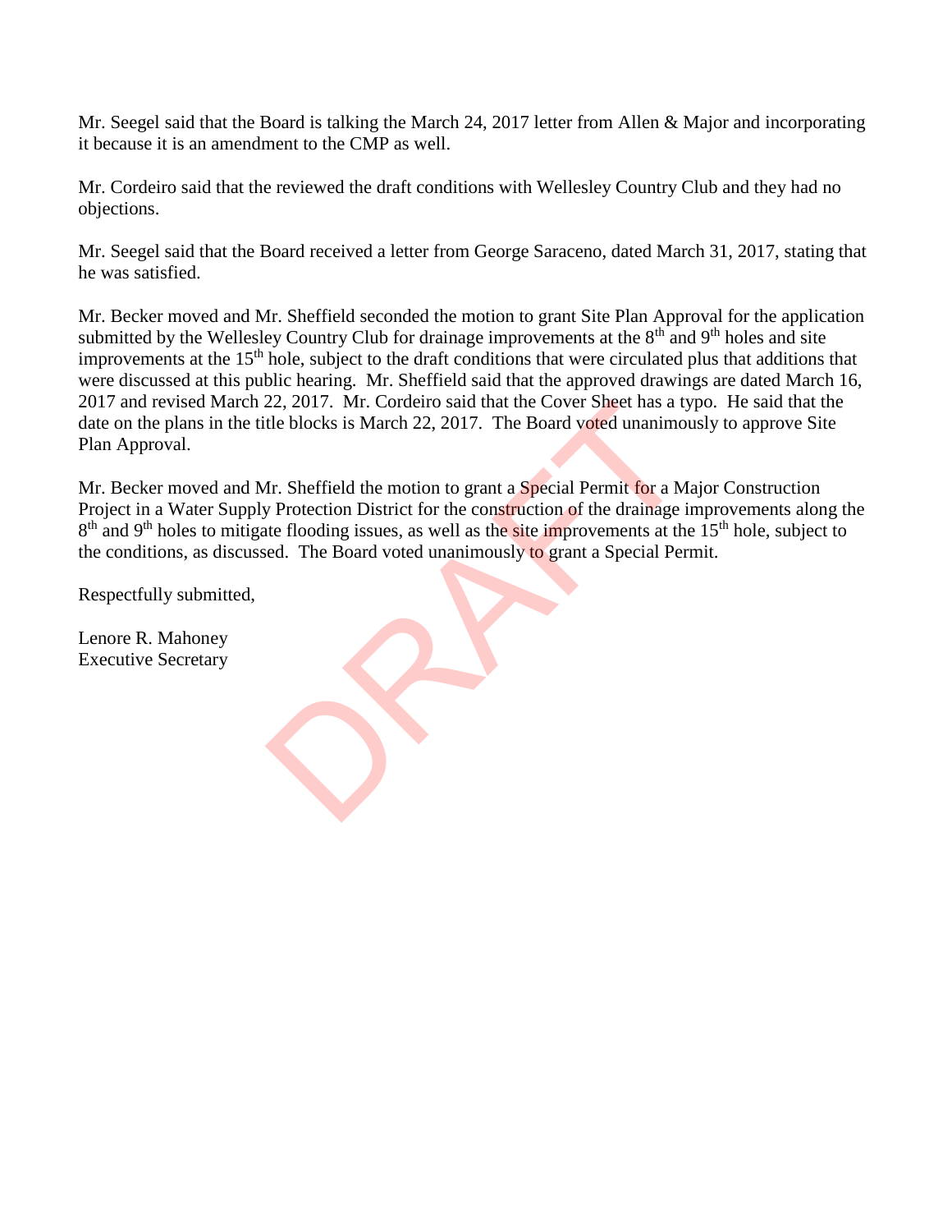Mr. Seegel said that the Board is talking the March 24, 2017 letter from Allen & Major and incorporating it because it is an amendment to the CMP as well.

Mr. Cordeiro said that the reviewed the draft conditions with Wellesley Country Club and they had no objections.

Mr. Seegel said that the Board received a letter from George Saraceno, dated March 31, 2017, stating that he was satisfied.

Mr. Becker moved and Mr. Sheffield seconded the motion to grant Site Plan Approval for the application submitted by the Wellesley Country Club for drainage improvements at the 8th and 9th holes and site improvements at the 15th hole, subject to the draft conditions that were circulated plus that additions that were discussed at this public hearing. Mr. Sheffield said that the approved drawings are dated March 16, 2017 and revised March 22, 2017. Mr. Cordeiro said that the Cover Sheet has a typo. He said that the date on the plans in the title blocks is March 22, 2017. The Board voted unanimously to approve Site Plan Approval.

Mr. Becker moved and Mr. Sheffield the motion to grant a Special Permit for a Major Construction Project in a Water Supply Protection District for the construction of the drainage improvements along the 8th and 9th holes to mitigate flooding issues, as well as the site improvements at the 15th hole, subject to the conditions, as discussed. The Board voted unanimously to grant a Special Permit.

Respectfully submitted,

Lenore R. Mahoney
Executive Secretary